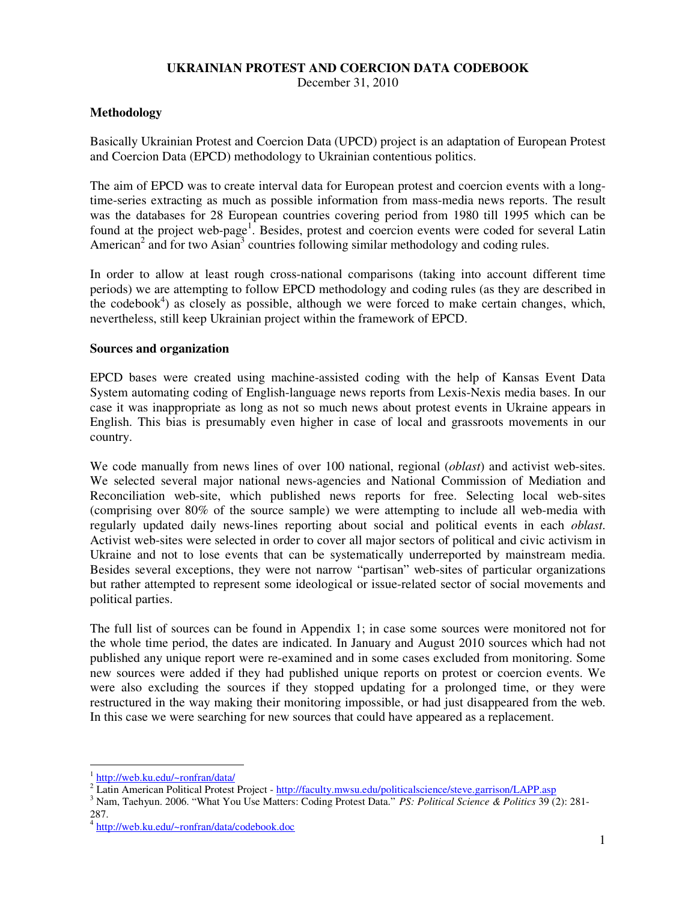# UKRAINIAN PROTEST AND COERCION DATA CODEBOOK

December 31, 2010

## Methodology

Basically Ukrainian Protest and Coercion Data (UPCD) project is an adaptation of European Protest and Coercion Data (EPCD) methodology to Ukrainian contentious politics.

The aim of EPCD was to create interval data for European protest and coercion events with a long-time-series extracting as much as possible information from mass-media news reports. The result was the databases for 28 European countries covering period from 1980 till 1995 which can be found at the project web-page[1]. Besides, protest and coercion events were coded for several Latin American[2] and for two Asian[3] countries following similar methodology and coding rules.

In order to allow at least rough cross-national comparisons (taking into account different time periods) we are attempting to follow EPCD methodology and coding rules (as they are described in the codebook[4]) as closely as possible, although we were forced to make certain changes, which, nevertheless, still keep Ukrainian project within the framework of EPCD.

## Sources and organization

EPCD bases were created using machine-assisted coding with the help of Kansas Event Data System automating coding of English-language news reports from Lexis-Nexis media bases. In our case it was inappropriate as long as not so much news about protest events in Ukraine appears in English. This bias is presumably even higher in case of local and grassroots movements in our country.

We code manually from news lines of over 100 national, regional (*oblast*) and activist web-sites. We selected several major national news-agencies and National Commission of Mediation and Reconciliation web-site, which published news reports for free. Selecting local web-sites (comprising over 80% of the source sample) we were attempting to include all web-media with regularly updated daily news-lines reporting about social and political events in each *oblast*. Activist web-sites were selected in order to cover all major sectors of political and civic activism in Ukraine and not to lose events that can be systematically underreported by mainstream media. Besides several exceptions, they were not narrow "partisan" web-sites of particular organizations but rather attempted to represent some ideological or issue-related sector of social movements and political parties.

The full list of sources can be found in Appendix 1; in case some sources were monitored not for the whole time period, the dates are indicated. In January and August 2010 sources which had not published any unique report were re-examined and in some cases excluded from monitoring. Some new sources were added if they had published unique reports on protest or coercion events. We were also excluding the sources if they stopped updating for a prolonged time, or they were restructured in the way making their monitoring impossible, or had just disappeared from the web. In this case we were searching for new sources that could have appeared as a replacement.

---

[1] http://web.ku.edu/~ronfran/data/

[2] Latin American Political Protest Project - http://faculty.mwsu.edu/politicalscience/steve.garrison/LAPP.asp

[3] Nam, Taehyun. 2006. "What You Use Matters: Coding Protest Data." *PS: Political Science & Politics* 39 (2): 281-287.

[4] http://web.ku.edu/~ronfran/data/codebook.doc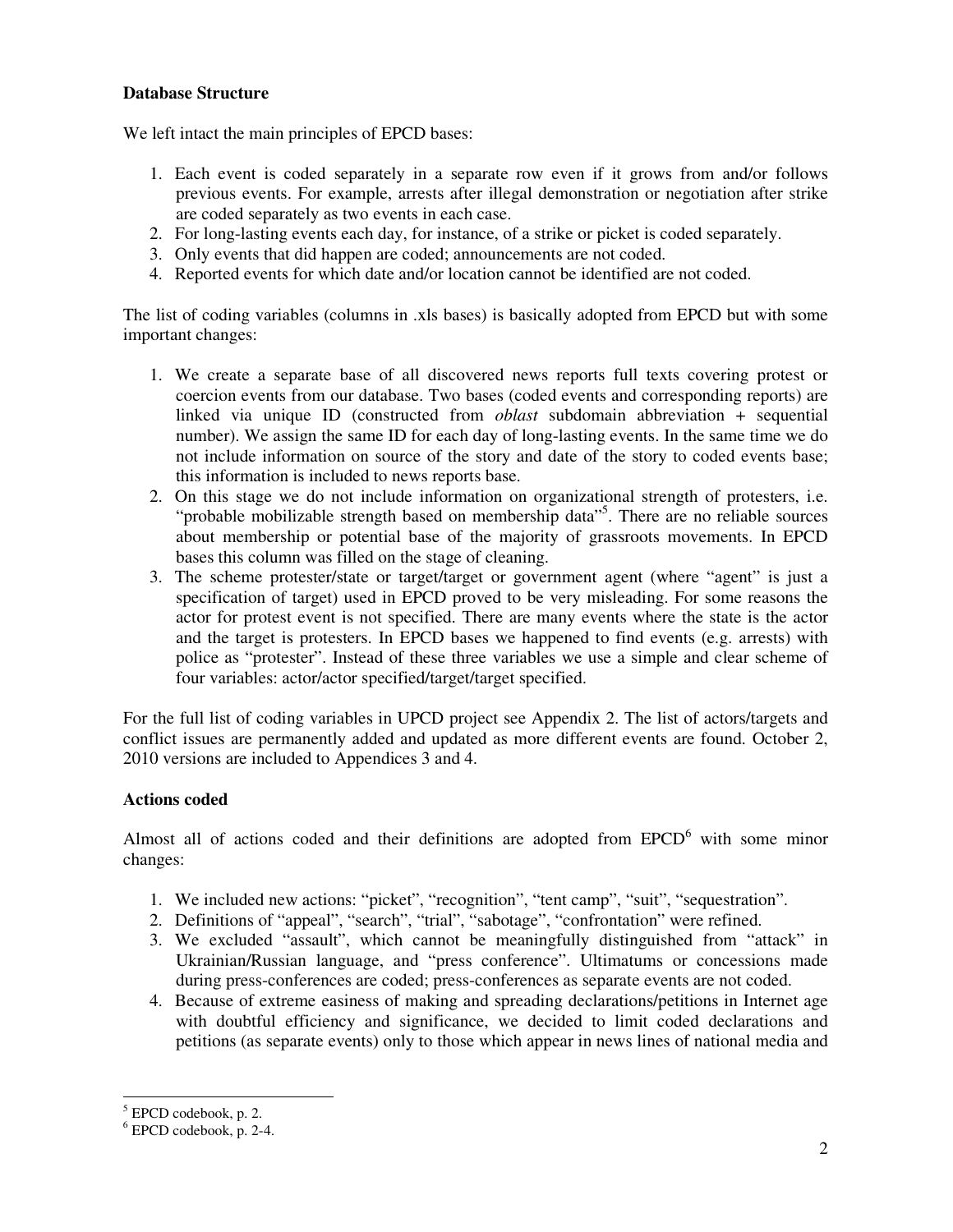**Database Structure**

We left intact the main principles of EPCD bases:

1. Each event is coded separately in a separate row even if it grows from and/or follows previous events. For example, arrests after illegal demonstration or negotiation after strike are coded separately as two events in each case.
2. For long-lasting events each day, for instance, of a strike or picket is coded separately.
3. Only events that did happen are coded; announcements are not coded.
4. Reported events for which date and/or location cannot be identified are not coded.

The list of coding variables (columns in .xls bases) is basically adopted from EPCD but with some important changes:

1. We create a separate base of all discovered news reports full texts covering protest or coercion events from our database. Two bases (coded events and corresponding reports) are linked via unique ID (constructed from *oblast* subdomain abbreviation + sequential number). We assign the same ID for each day of long-lasting events. In the same time we do not include information on source of the story and date of the story to coded events base; this information is included to news reports base.
2. On this stage we do not include information on organizational strength of protesters, i.e. "probable mobilizable strength based on membership data"[5]. There are no reliable sources about membership or potential base of the majority of grassroots movements. In EPCD bases this column was filled on the stage of cleaning.
3. The scheme protester/state or target/target or government agent (where "agent" is just a specification of target) used in EPCD proved to be very misleading. For some reasons the actor for protest event is not specified. There are many events where the state is the actor and the target is protesters. In EPCD bases we happened to find events (e.g. arrests) with police as "protester". Instead of these three variables we use a simple and clear scheme of four variables: actor/actor specified/target/target specified.

For the full list of coding variables in UPCD project see Appendix 2. The list of actors/targets and conflict issues are permanently added and updated as more different events are found. October 2, 2010 versions are included to Appendices 3 and 4.

**Actions coded**

Almost all of actions coded and their definitions are adopted from EPCD[6] with some minor changes:

1. We included new actions: "picket", "recognition", "tent camp", "suit", "sequestration".
2. Definitions of "appeal", "search", "trial", "sabotage", "confrontation" were refined.
3. We excluded "assault", which cannot be meaningfully distinguished from "attack" in Ukrainian/Russian language, and "press conference". Ultimatums or concessions made during press-conferences are coded; press-conferences as separate events are not coded.
4. Because of extreme easiness of making and spreading declarations/petitions in Internet age with doubtful efficiency and significance, we decided to limit coded declarations and petitions (as separate events) only to those which appear in news lines of national media and

[5] EPCD codebook, p. 2.

[6] EPCD codebook, p. 2-4.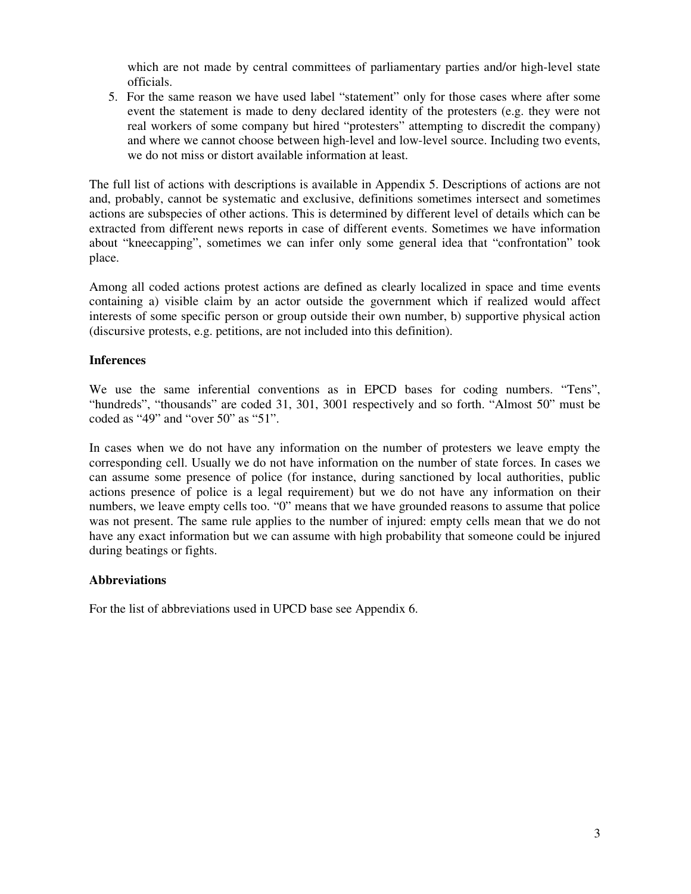which are not made by central committees of parliamentary parties and/or high-level state officials.

5. For the same reason we have used label "statement" only for those cases where after some event the statement is made to deny declared identity of the protesters (e.g. they were not real workers of some company but hired "protesters" attempting to discredit the company) and where we cannot choose between high-level and low-level source. Including two events, we do not miss or distort available information at least.

The full list of actions with descriptions is available in Appendix 5. Descriptions of actions are not and, probably, cannot be systematic and exclusive, definitions sometimes intersect and sometimes actions are subspecies of other actions. This is determined by different level of details which can be extracted from different news reports in case of different events. Sometimes we have information about "kneecapping", sometimes we can infer only some general idea that "confrontation" took place.

Among all coded actions protest actions are defined as clearly localized in space and time events containing a) visible claim by an actor outside the government which if realized would affect interests of some specific person or group outside their own number, b) supportive physical action (discursive protests, e.g. petitions, are not included into this definition).

### Inferences

We use the same inferential conventions as in EPCD bases for coding numbers. "Tens", "hundreds", "thousands" are coded 31, 301, 3001 respectively and so forth. "Almost 50" must be coded as "49" and "over 50" as "51".

In cases when we do not have any information on the number of protesters we leave empty the corresponding cell. Usually we do not have information on the number of state forces. In cases we can assume some presence of police (for instance, during sanctioned by local authorities, public actions presence of police is a legal requirement) but we do not have any information on their numbers, we leave empty cells too. "0" means that we have grounded reasons to assume that police was not present. The same rule applies to the number of injured: empty cells mean that we do not have any exact information but we can assume with high probability that someone could be injured during beatings or fights.

### Abbreviations

For the list of abbreviations used in UPCD base see Appendix 6.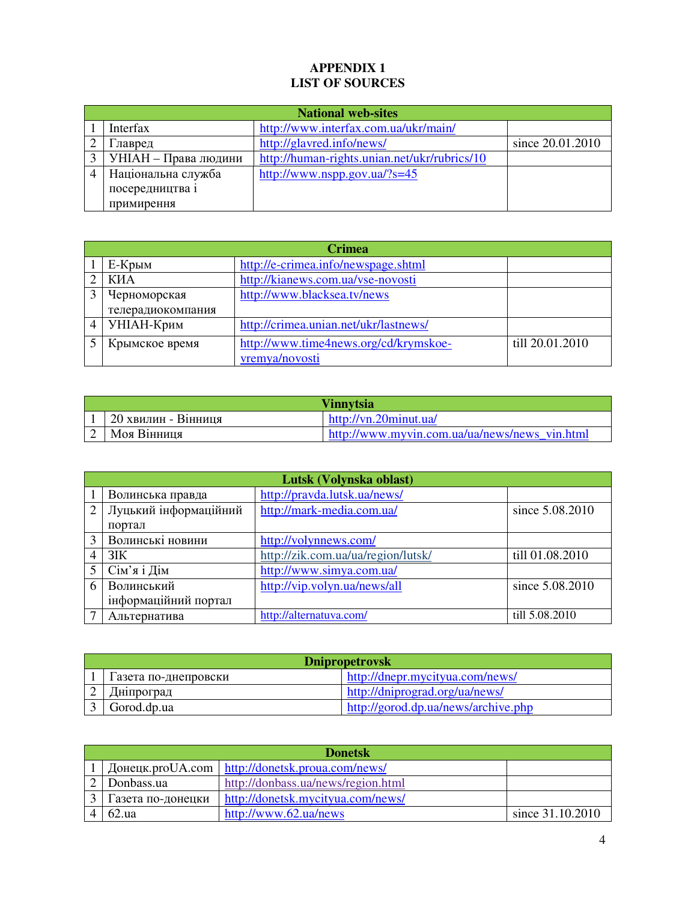# APPENDIX 1
# LIST OF SOURCES

| National web-sites | | | |
|---|---|---|---|
| 1 | Interfax | http://www.interfax.com.ua/ukr/main/ | |
| 2 | Главред | http://glavred.info/news/ | since 20.01.2010 |
| 3 | УНІАН – Права людини | http://human-rights.unian.net/ukr/rubrics/10 | |
| 4 | Національна служба посередництва і примирення | http://www.nspp.gov.ua/?s=45 | |

| Crimea | | | |
|---|---|---|---|
| 1 | Е-Крым | http://e-crimea.info/newspage.shtml | |
| 2 | КИА | http://kianews.com.ua/vse-novosti | |
| 3 | Черноморская телерадиокомпания | http://www.blacksea.tv/news | |
| 4 | УНІАН-Крим | http://crimea.unian.net/ukr/lastnews/ | |
| 5 | Крымское время | http://www.time4news.org/cd/krymskoe-vremya/novosti | till 20.01.2010 |

| Vinnytsia | | |
|---|---|---|
| 1 | 20 хвилин - Вінниця | http://vn.20minut.ua/ |
| 2 | Моя Вінниця | http://www.myvin.com.ua/ua/news/news_vin.html |

| Lutsk (Volynska oblast) | | | |
|---|---|---|---|
| 1 | Волинська правда | http://pravda.lutsk.ua/news/ | |
| 2 | Луцький інформаційний портал | http://mark-media.com.ua/ | since 5.08.2010 |
| 3 | Волинські новини | http://volynnews.com/ | |
| 4 | ЗІК | http://zik.com.ua/ua/region/lutsk/ | till 01.08.2010 |
| 5 | Сім'я і Дім | http://www.simya.com.ua/ | |
| 6 | Волинський інформаційний портал | http://vip.volyn.ua/news/all | since 5.08.2010 |
| 7 | Альтернатива | http://alternatuva.com/ | till 5.08.2010 |

| Dnipropetrovsk | | |
|---|---|---|
| 1 | Газета по-днепровски | http://dnepr.mycityua.com/news/ |
| 2 | Дніпроград | http://dniprograd.org/ua/news/ |
| 3 | Gorod.dp.ua | http://gorod.dp.ua/news/archive.php |

| Donetsk | | | |
|---|---|---|---|
| 1 | Донецк.proUA.com | http://donetsk.proua.com/news/ | |
| 2 | Donbass.ua | http://donbass.ua/news/region.html | |
| 3 | Газета по-донецки | http://donetsk.mycityua.com/news/ | |
| 4 | 62.ua | http://www.62.ua/news | since 31.10.2010 |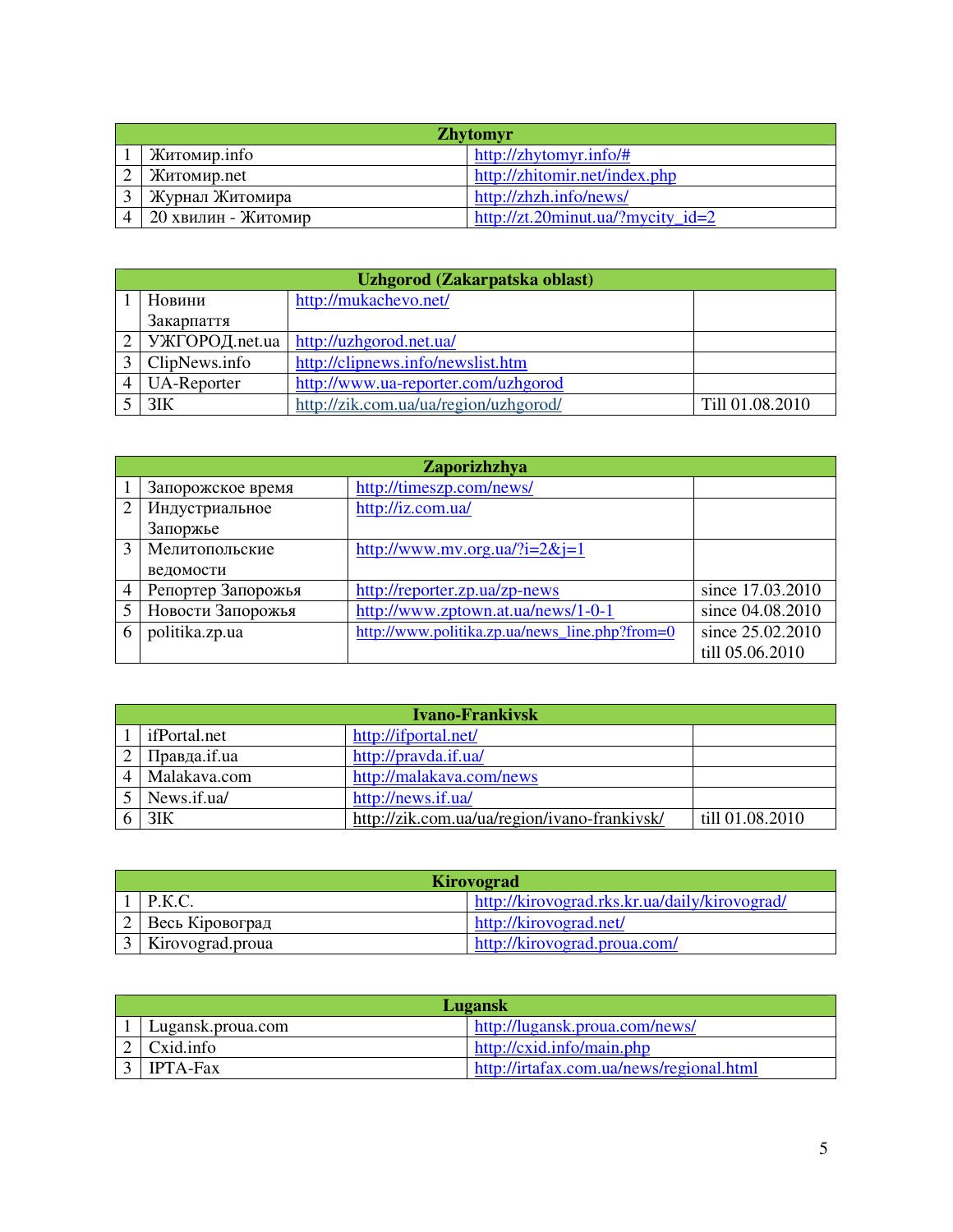| Zhytomyr | | |
|---|---|---|
| 1 | Житомир.info | http://zhytomyr.info/# |
| 2 | Житомир.net | http://zhitomir.net/index.php |
| 3 | Журнал Житомира | http://zhzh.info/news/ |
| 4 | 20 хвилин - Житомир | http://zt.20minut.ua/?mycity_id=2 |

| Uzhgorod (Zakarpatska oblast) | | | |
|---|---|---|---|
| 1 | Новини Закарпаття | http://mukachevo.net/ | |
| 2 | УЖГОРОД.net.ua | http://uzhgorod.net.ua/ | |
| 3 | ClipNews.info | http://clipnews.info/newslist.htm | |
| 4 | UA-Reporter | http://www.ua-reporter.com/uzhgorod | |
| 5 | ЗІК | http://zik.com.ua/ua/region/uzhgorod/ | Till 01.08.2010 |

| Zaporizhzhya | | | |
|---|---|---|---|
| 1 | Запорожское время | http://timeszp.com/news/ | |
| 2 | Индустриальное Запоржье | http://iz.com.ua/ | |
| 3 | Мелитопольские ведомости | http://www.mv.org.ua/?i=2&j=1 | |
| 4 | Репортер Запорожья | http://reporter.zp.ua/zp-news | since 17.03.2010 |
| 5 | Новости Запорожья | http://www.zptown.at.ua/news/1-0-1 | since 04.08.2010 |
| 6 | politika.zp.ua | http://www.politika.zp.ua/news_line.php?from=0 | since 25.02.2010 till 05.06.2010 |

| Ivano-Frankivsk | | | |
|---|---|---|---|
| 1 | ifPortal.net | http://ifportal.net/ | |
| 2 | Правда.if.ua | http://pravda.if.ua/ | |
| 4 | Malakava.com | http://malakava.com/news | |
| 5 | News.if.ua/ | http://news.if.ua/ | |
| 6 | ЗІК | http://zik.com.ua/ua/region/ivano-frankivsk/ | till 01.08.2010 |

| Kirovograd | | |
|---|---|---|
| 1 | Р.К.С. | http://kirovograd.rks.kr.ua/daily/kirovograd/ |
| 2 | Весь Кіровоград | http://kirovograd.net/ |
| 3 | Kirovograd.proua | http://kirovograd.proua.com/ |

| Lugansk | | |
|---|---|---|
| 1 | Lugansk.proua.com | http://lugansk.proua.com/news/ |
| 2 | Cxid.info | http://cxid.info/main.php |
| 3 | IPTA-Fax | http://irtafax.com.ua/news/regional.html |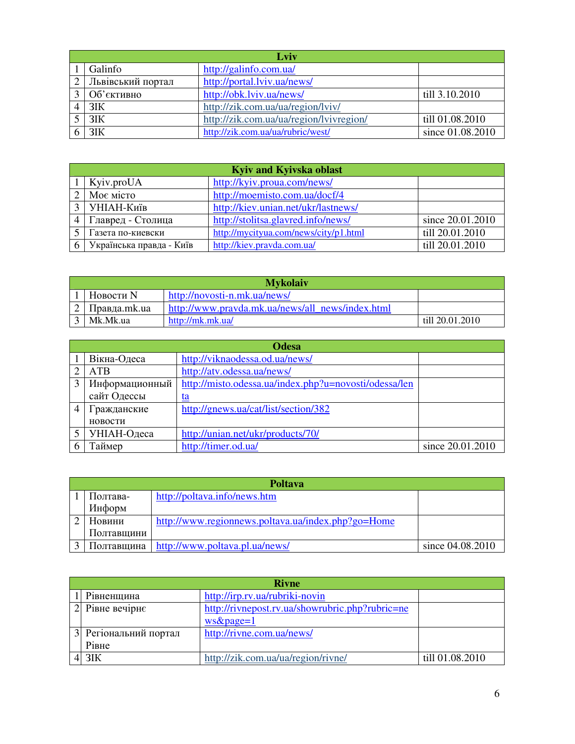| Lviv | | | |
|---|---|---|---|
| 1 | Galinfo | http://galinfo.com.ua/ | |
| 2 | Львівський портал | http://portal.lviv.ua/news/ | |
| 3 | Об’єктивно | http://obk.lviv.ua/news/ | till 3.10.2010 |
| 4 | ЗІК | http://zik.com.ua/ua/region/lviv/ | |
| 5 | ЗІК | http://zik.com.ua/ua/region/lvivregion/ | till 01.08.2010 |
| 6 | ЗІК | http://zik.com.ua/ua/rubric/west/ | since 01.08.2010 |

| Kyiv and Kyivska oblast | | | |
|---|---|---|---|
| 1 | Kyiv.proUA | http://kyiv.proua.com/news/ | |
| 2 | Моє місто | http://moemisto.com.ua/docf/4 | |
| 3 | УНІАН-Київ | http://kiev.unian.net/ukr/lastnews/ | |
| 4 | Главред - Столица | http://stolitsa.glavred.info/news/ | since 20.01.2010 |
| 5 | Газета по-киевски | http://mycityua.com/news/city/p1.html | till 20.01.2010 |
| 6 | Українська правда - Київ | http://kiev.pravda.com.ua/ | till 20.01.2010 |

| Mykolaiv | | | |
|---|---|---|---|
| 1 | Новости N | http://novosti-n.mk.ua/news/ | |
| 2 | Правда.mk.ua | http://www.pravda.mk.ua/news/all_news/index.html | |
| 3 | Mk.Mk.ua | http://mk.mk.ua/ | till 20.01.2010 |

| Odesa | | | |
|---|---|---|---|
| 1 | Вікна-Одеса | http://viknaodessa.od.ua/news/ | |
| 2 | АТВ | http://atv.odessa.ua/news/ | |
| 3 | Информационный сайт Одессы | http://misto.odessa.ua/index.php?u=novosti/odessa/lenta | |
| 4 | Гражданские новости | http://gnews.ua/cat/list/section/382 | |
| 5 | УНІАН-Одеса | http://unian.net/ukr/products/70/ | |
| 6 | Таймер | http://timer.od.ua/ | since 20.01.2010 |

| Poltava | | | |
|---|---|---|---|
| 1 | Полтава-Информ | http://poltava.info/news.htm | |
| 2 | Новини Полтавщини | http://www.regionnews.poltava.ua/index.php?go=Home | |
| 3 | Полтавщина | http://www.poltava.pl.ua/news/ | since 04.08.2010 |

| Rivne | | | |
|---|---|---|---|
| 1 | Рівненщина | http://irp.rv.ua/rubriki-novin | |
| 2 | Рівне вечірнє | http://rivnepost.rv.ua/showrubric.php?rubric=news&page=1 | |
| 3 | Регіональний портал Рівне | http://rivne.com.ua/news/ | |
| 4 | ЗІК | http://zik.com.ua/ua/region/rivne/ | till 01.08.2010 |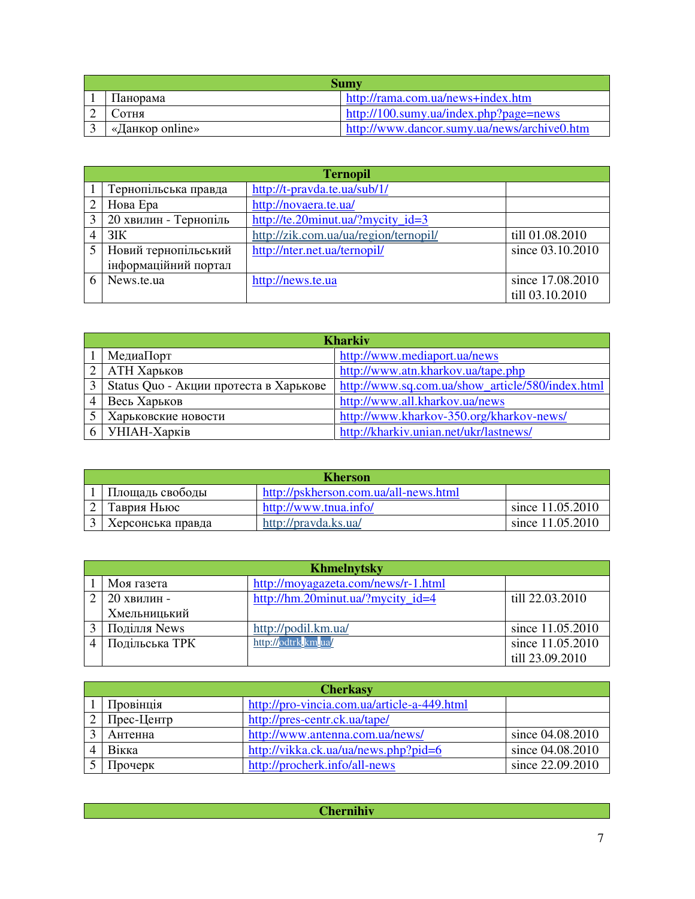| Sumy | | |
|---|---|---|
| 1 | Панорама | http://rama.com.ua/news+index.htm |
| 2 | Сотня | http://100.sumy.ua/index.php?page=news |
| 3 | «Данкор online» | http://www.dancor.sumy.ua/news/archive0.htm |

| Ternopil | | | |
|---|---|---|---|
| 1 | Тернопільська правда | http://t-pravda.te.ua/sub/1/ | |
| 2 | Нова Ера | http://novaera.te.ua/ | |
| 3 | 20 хвилин - Тернопіль | http://te.20minut.ua/?mycity_id=3 | |
| 4 | ЗІК | http://zik.com.ua/ua/region/ternopil/ | till 01.08.2010 |
| 5 | Новий тернопільський інформаційний портал | http://nter.net.ua/ternopil/ | since 03.10.2010 |
| 6 | News.te.ua | http://news.te.ua | since 17.08.2010 till 03.10.2010 |

| Kharkiv | | |
|---|---|---|
| 1 | МедиаПорт | http://www.mediaport.ua/news |
| 2 | АТН Харьков | http://www.atn.kharkov.ua/tape.php |
| 3 | Status Quo - Акции протеста в Харькове | http://www.sq.com.ua/show_article/580/index.html |
| 4 | Весь Харьков | http://www.all.kharkov.ua/news |
| 5 | Харьковские новости | http://www.kharkov-350.org/kharkov-news/ |
| 6 | УНІАН-Харків | http://kharkiv.unian.net/ukr/lastnews/ |

| Kherson | | | |
|---|---|---|---|
| 1 | Площадь свободы | http://pskherson.com.ua/all-news.html | |
| 2 | Таврия Ньюс | http://www.tnua.info/ | since 11.05.2010 |
| 3 | Херсонська правда | http://pravda.ks.ua/ | since 11.05.2010 |

| Khmelnytsky | | | |
|---|---|---|---|
| 1 | Моя газета | http://moyagazeta.com/news/r-1.html | |
| 2 | 20 хвилин - Хмельницький | http://hm.20minut.ua/?mycity_id=4 | till 22.03.2010 |
| 3 | Поділля News | http://podil.km.ua/ | since 11.05.2010 |
| 4 | Подільська ТРК | http://odtrk.km.ua/ | since 11.05.2010 till 23.09.2010 |

| Cherkasy | | | |
|---|---|---|---|
| 1 | Провінція | http://pro-vincia.com.ua/article-a-449.html | |
| 2 | Прес-Центр | http://pres-centr.ck.ua/tape/ | |
| 3 | Антенна | http://www.antenna.com.ua/news/ | since 04.08.2010 |
| 4 | Вікка | http://vikka.ck.ua/ua/news.php?pid=6 | since 04.08.2010 |
| 5 | Прочерк | http://procherk.info/all-news | since 22.09.2010 |

| Chernihiv |
|---|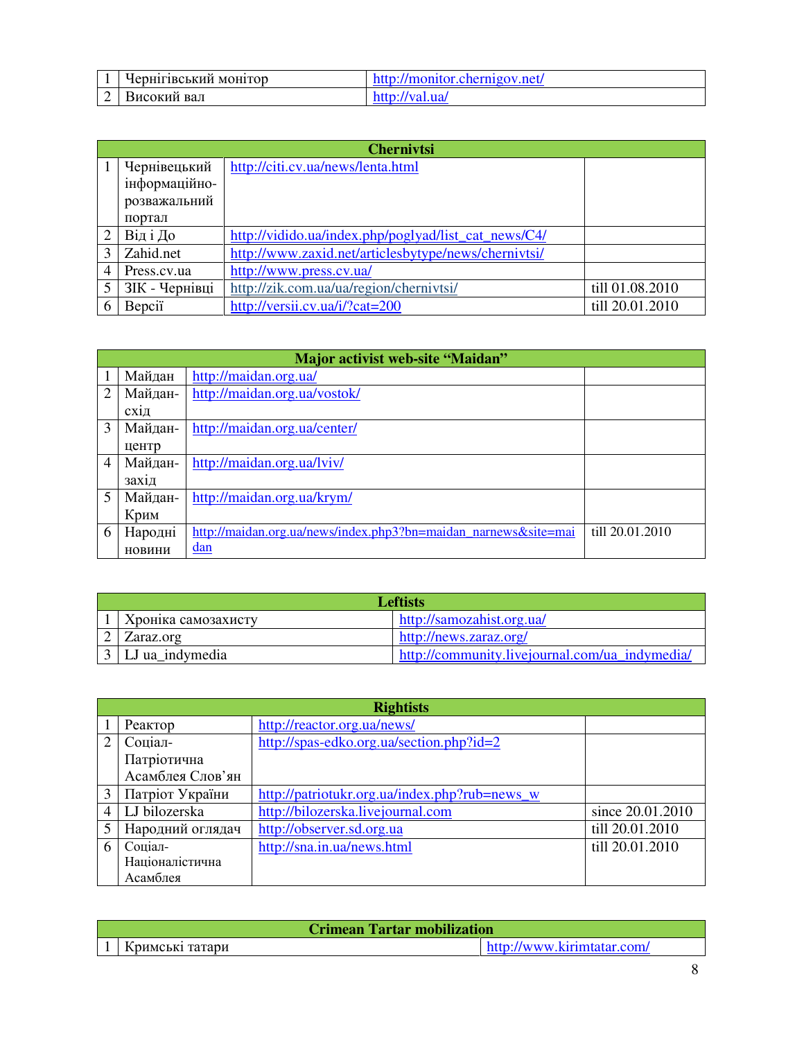| | | |
|---|---|---|
| 1 | Чернігівський монітор | http://monitor.chernigov.net/ |
| 2 | Високий вал | http://val.ua/ |

| Chernivtsi | | | |
|---|---|---|---|
| 1 | Чернівецький інформаційно-розважальний портал | http://citi.cv.ua/news/lenta.html | |
| 2 | Від і До | http://vidido.ua/index.php/poglyad/list_cat_news/C4/ | |
| 3 | Zahid.net | http://www.zaxid.net/articlesbytype/news/chernivtsi/ | |
| 4 | Press.cv.ua | http://www.press.cv.ua/ | |
| 5 | ЗІК - Чернівці | http://zik.com.ua/ua/region/chernivtsi/ | till 01.08.2010 |
| 6 | Версії | http://versii.cv.ua/i/?cat=200 | till 20.01.2010 |

| Major activist web-site "Maidan" | | | |
|---|---|---|---|
| 1 | Майдан | http://maidan.org.ua/ | |
| 2 | Майдан-схід | http://maidan.org.ua/vostok/ | |
| 3 | Майдан-центр | http://maidan.org.ua/center/ | |
| 4 | Майдан-захід | http://maidan.org.ua/lviv/ | |
| 5 | Майдан-Крим | http://maidan.org.ua/krym/ | |
| 6 | Народні новини | http://maidan.org.ua/news/index.php3?bn=maidan_narnews&site=maidan | till 20.01.2010 |

| Leftists | | |
|---|---|---|
| 1 | Хроніка самозахисту | http://samozahist.org.ua/ |
| 2 | Zaraz.org | http://news.zaraz.org/ |
| 3 | LJ ua_indymedia | http://community.livejournal.com/ua_indymedia/ |

| Rightists | | | |
|---|---|---|---|
| 1 | Реактор | http://reactor.org.ua/news/ | |
| 2 | Соціал-Патріотична Асамблея Слов'ян | http://spas-edko.org.ua/section.php?id=2 | |
| 3 | Патріот України | http://patriotukr.org.ua/index.php?rub=news_w | |
| 4 | LJ bilozerska | http://bilozerska.livejournal.com | since 20.01.2010 |
| 5 | Народний оглядач | http://observer.sd.org.ua | till 20.01.2010 |
| 6 | Соціал-Націоналістична Асамблея | http://sna.in.ua/news.html | till 20.01.2010 |

| Crimean Tartar mobilization | | |
|---|---|---|
| 1 | Кримські татари | http://www.kirimtatar.com/ |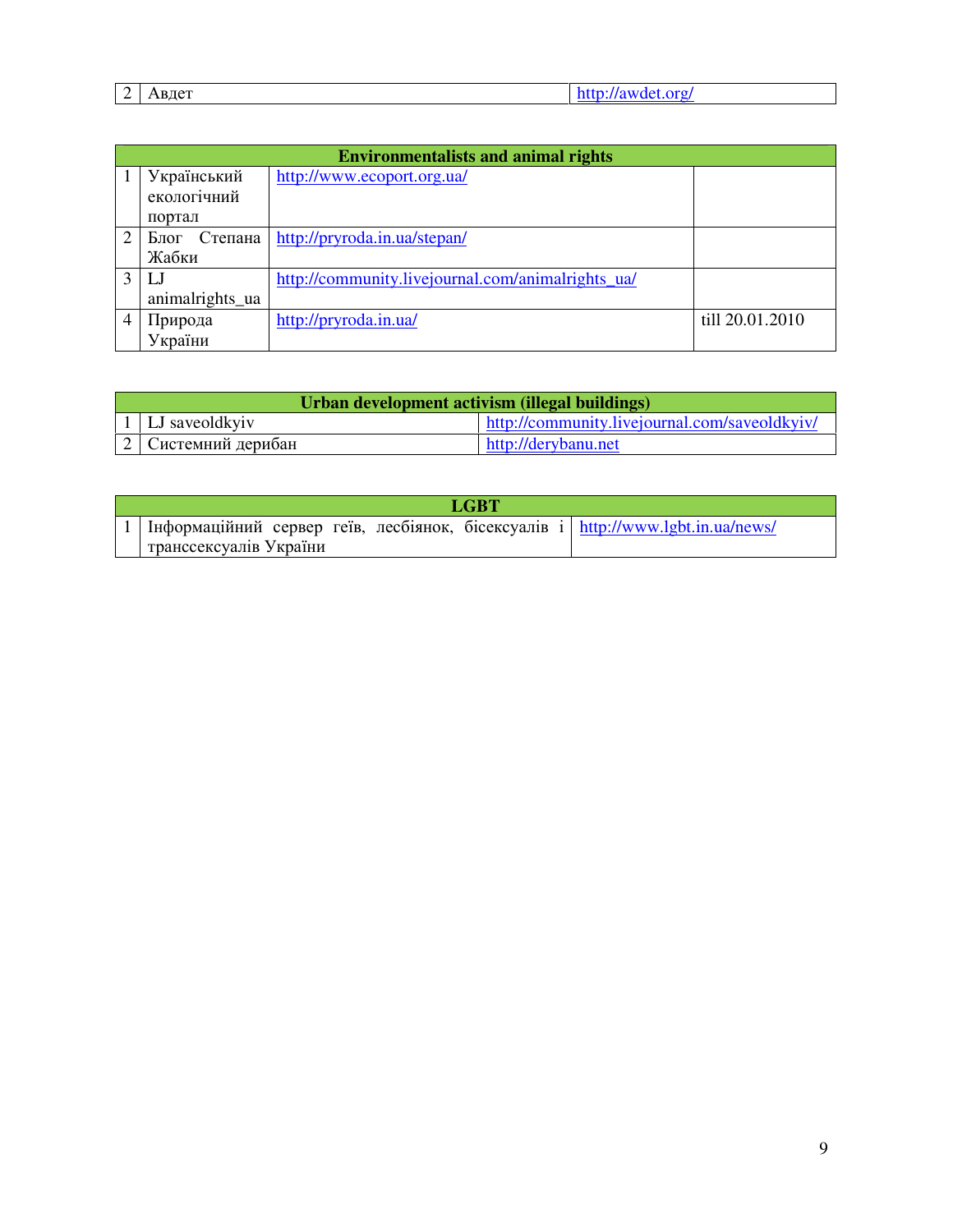| 2 | Авдет | http://awdet.org/ |
|---|---|---|

| Environmentalists and animal rights | | | |
|---|---|---|---|
| 1 | Український екологічний портал | http://www.ecoport.org.ua/ | |
| 2 | Блог Степана Жабки | http://pryroda.in.ua/stepan/ | |
| 3 | LJ animalrights_ua | http://community.livejournal.com/animalrights_ua/ | |
| 4 | Природа України | http://pryroda.in.ua/ | till 20.01.2010 |

| Urban development activism (illegal buildings) | | |
|---|---|---|
| 1 | LJ saveoldkyiv | http://community.livejournal.com/saveoldkyiv/ |
| 2 | Системний дерибан | http://derybanu.net |

| LGBT | | |
|---|---|---|
| 1 | Інформаційний сервер геїв, лесбіянок, бісексуалів і транссексуалів України | http://www.lgbt.in.ua/news/ |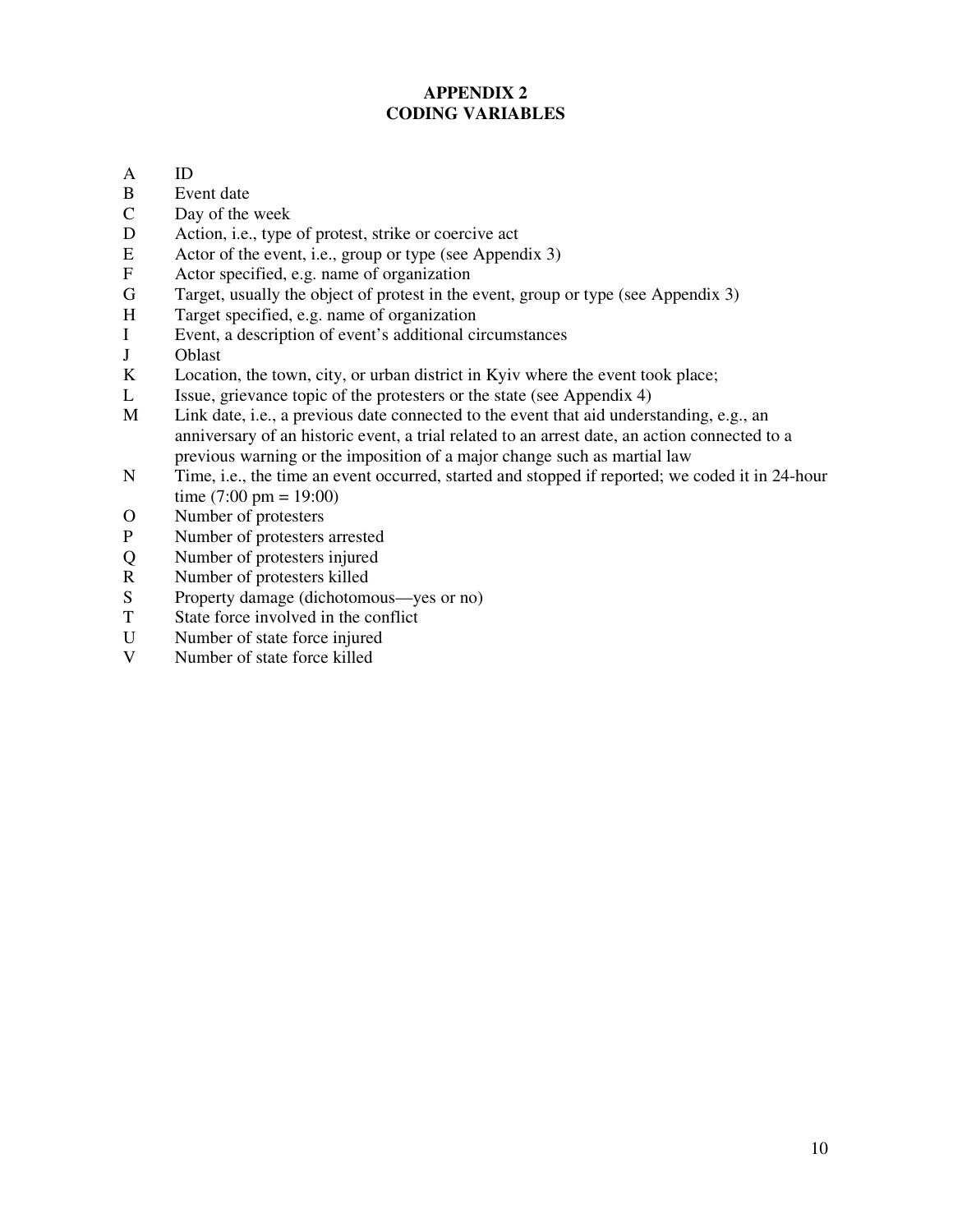# APPENDIX 2
# CODING VARIABLES

A ID
B Event date
C Day of the week
D Action, i.e., type of protest, strike or coercive act
E Actor of the event, i.e., group or type (see Appendix 3)
F Actor specified, e.g. name of organization
G Target, usually the object of protest in the event, group or type (see Appendix 3)
H Target specified, e.g. name of organization
I Event, a description of event's additional circumstances
J Oblast
K Location, the town, city, or urban district in Kyiv where the event took place;
L Issue, grievance topic of the protesters or the state (see Appendix 4)
M Link date, i.e., a previous date connected to the event that aid understanding, e.g., an anniversary of an historic event, a trial related to an arrest date, an action connected to a previous warning or the imposition of a major change such as martial law
N Time, i.e., the time an event occurred, started and stopped if reported; we coded it in 24-hour time (7:00 pm = 19:00)
O Number of protesters
P Number of protesters arrested
Q Number of protesters injured
R Number of protesters killed
S Property damage (dichotomous—yes or no)
T State force involved in the conflict
U Number of state force injured
V Number of state force killed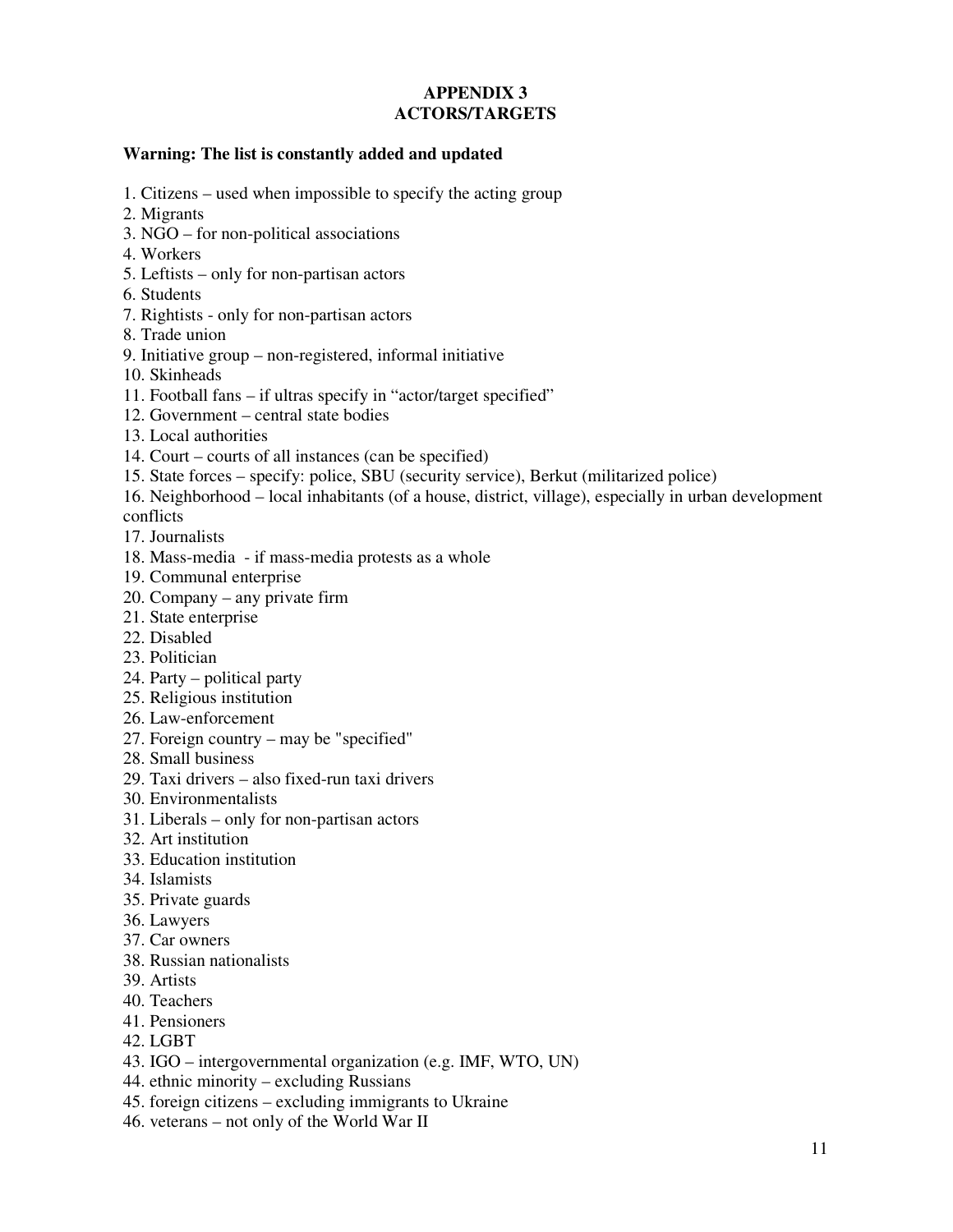# APPENDIX 3
# ACTORS/TARGETS

**Warning: The list is constantly added and updated**

1. Citizens – used when impossible to specify the acting group
2. Migrants
3. NGO – for non-political associations
4. Workers
5. Leftists – only for non-partisan actors
6. Students
7. Rightists - only for non-partisan actors
8. Trade union
9. Initiative group – non-registered, informal initiative
10. Skinheads
11. Football fans – if ultras specify in "actor/target specified"
12. Government – central state bodies
13. Local authorities
14. Court – courts of all instances (can be specified)
15. State forces – specify: police, SBU (security service), Berkut (militarized police)
16. Neighborhood – local inhabitants (of a house, district, village), especially in urban development conflicts
17. Journalists
18. Mass-media - if mass-media protests as a whole
19. Communal enterprise
20. Company – any private firm
21. State enterprise
22. Disabled
23. Politician
24. Party – political party
25. Religious institution
26. Law-enforcement
27. Foreign country – may be "specified"
28. Small business
29. Taxi drivers – also fixed-run taxi drivers
30. Environmentalists
31. Liberals – only for non-partisan actors
32. Art institution
33. Education institution
34. Islamists
35. Private guards
36. Lawyers
37. Car owners
38. Russian nationalists
39. Artists
40. Teachers
41. Pensioners
42. LGBT
43. IGO – intergovernmental organization (e.g. IMF, WTO, UN)
44. ethnic minority – excluding Russians
45. foreign citizens – excluding immigrants to Ukraine
46. veterans – not only of the World War II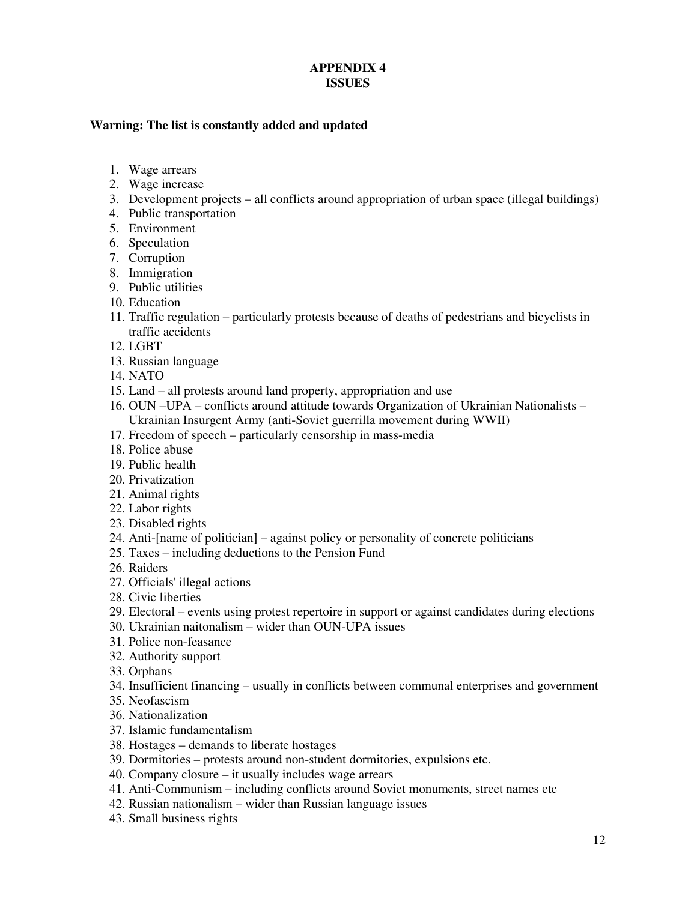# APPENDIX 4
# ISSUES

**Warning: The list is constantly added and updated**

1. Wage arrears
2. Wage increase
3. Development projects – all conflicts around appropriation of urban space (illegal buildings)
4. Public transportation
5. Environment
6. Speculation
7. Corruption
8. Immigration
9. Public utilities
10. Education
11. Traffic regulation – particularly protests because of deaths of pedestrians and bicyclists in traffic accidents
12. LGBT
13. Russian language
14. NATO
15. Land – all protests around land property, appropriation and use
16. OUN –UPA – conflicts around attitude towards Organization of Ukrainian Nationalists – Ukrainian Insurgent Army (anti-Soviet guerrilla movement during WWII)
17. Freedom of speech – particularly censorship in mass-media
18. Police abuse
19. Public health
20. Privatization
21. Animal rights
22. Labor rights
23. Disabled rights
24. Anti-[name of politician] – against policy or personality of concrete politicians
25. Taxes – including deductions to the Pension Fund
26. Raiders
27. Officials' illegal actions
28. Civic liberties
29. Electoral – events using protest repertoire in support or against candidates during elections
30. Ukrainian naitonalism – wider than OUN-UPA issues
31. Police non-feasance
32. Authority support
33. Orphans
34. Insufficient financing – usually in conflicts between communal enterprises and government
35. Neofascism
36. Nationalization
37. Islamic fundamentalism
38. Hostages – demands to liberate hostages
39. Dormitories – protests around non-student dormitories, expulsions etc.
40. Company closure – it usually includes wage arrears
41. Anti-Communism – including conflicts around Soviet monuments, street names etc
42. Russian nationalism – wider than Russian language issues
43. Small business rights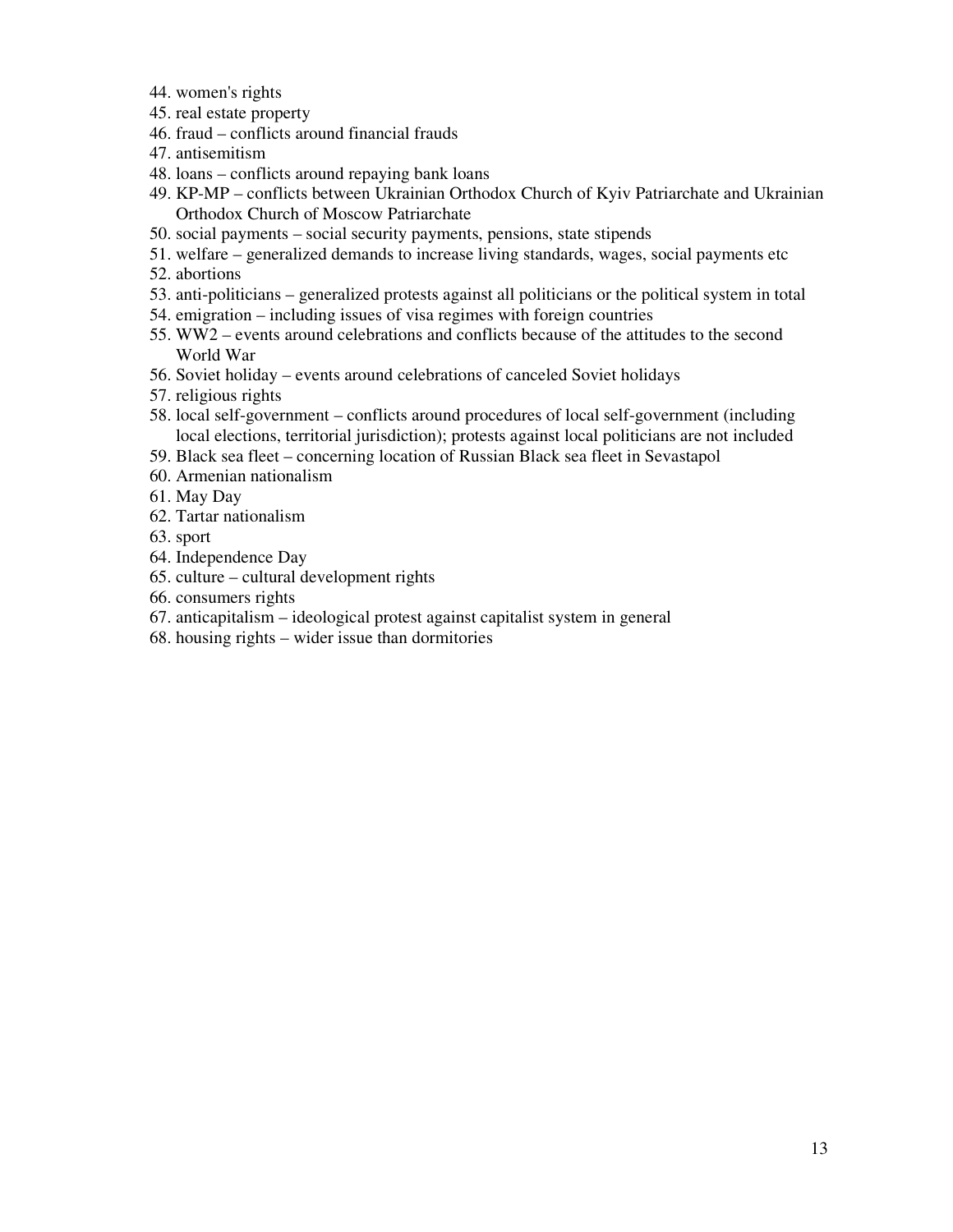44. women's rights
45. real estate property
46. fraud – conflicts around financial frauds
47. antisemitism
48. loans – conflicts around repaying bank loans
49. KP-MP – conflicts between Ukrainian Orthodox Church of Kyiv Patriarchate and Ukrainian Orthodox Church of Moscow Patriarchate
50. social payments – social security payments, pensions, state stipends
51. welfare – generalized demands to increase living standards, wages, social payments etc
52. abortions
53. anti-politicians – generalized protests against all politicians or the political system in total
54. emigration – including issues of visa regimes with foreign countries
55. WW2 – events around celebrations and conflicts because of the attitudes to the second World War
56. Soviet holiday – events around celebrations of canceled Soviet holidays
57. religious rights
58. local self-government – conflicts around procedures of local self-government (including local elections, territorial jurisdiction); protests against local politicians are not included
59. Black sea fleet – concerning location of Russian Black sea fleet in Sevastapol
60. Armenian nationalism
61. May Day
62. Tartar nationalism
63. sport
64. Independence Day
65. culture – cultural development rights
66. consumers rights
67. anticapitalism – ideological protest against capitalist system in general
68. housing rights – wider issue than dormitories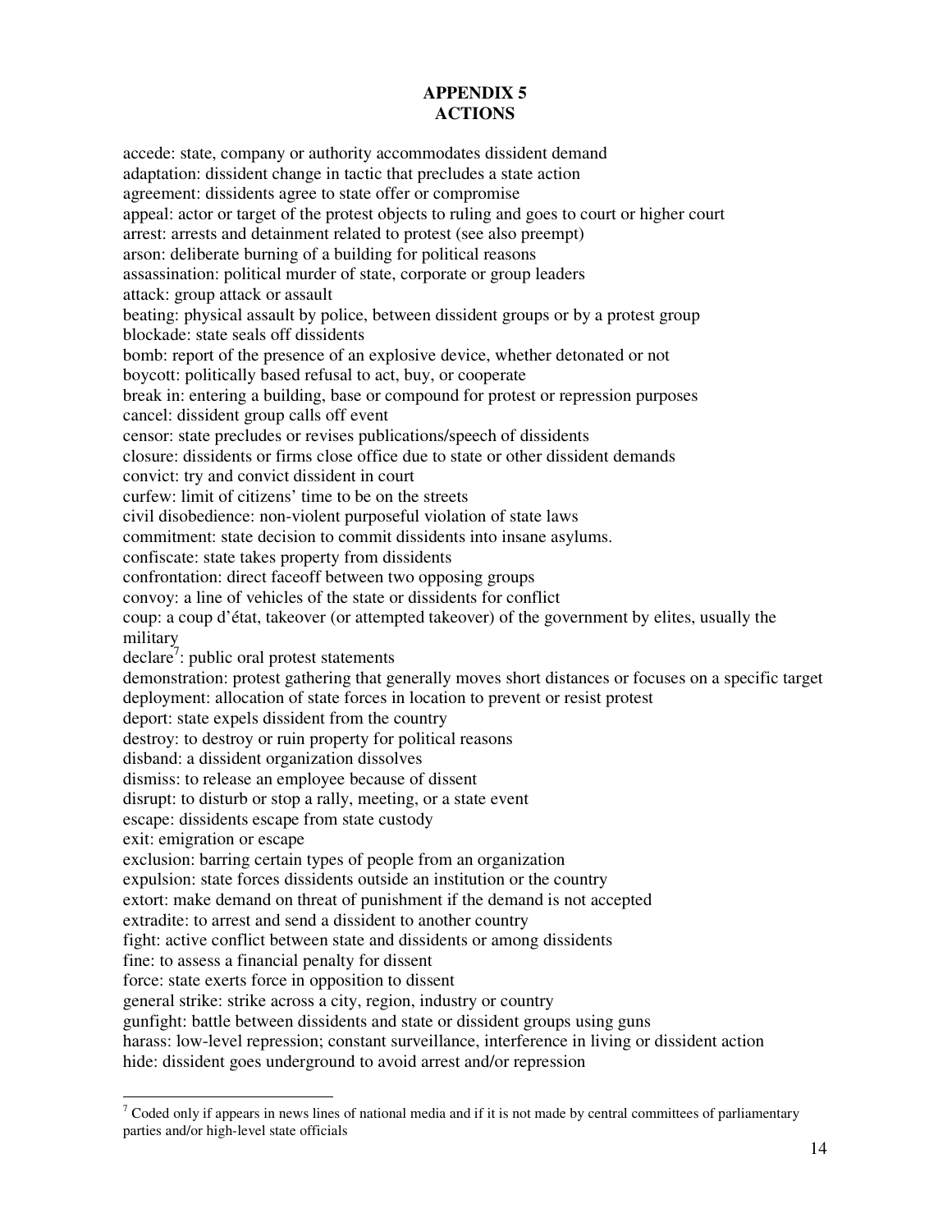# APPENDIX 5
# ACTIONS

accede: state, company or authority accommodates dissident demand
adaptation: dissident change in tactic that precludes a state action
agreement: dissidents agree to state offer or compromise
appeal: actor or target of the protest objects to ruling and goes to court or higher court
arrest: arrests and detainment related to protest (see also preempt)
arson: deliberate burning of a building for political reasons
assassination: political murder of state, corporate or group leaders
attack: group attack or assault
beating: physical assault by police, between dissident groups or by a protest group
blockade: state seals off dissidents
bomb: report of the presence of an explosive device, whether detonated or not
boycott: politically based refusal to act, buy, or cooperate
break in: entering a building, base or compound for protest or repression purposes
cancel: dissident group calls off event
censor: state precludes or revises publications/speech of dissidents
closure: dissidents or firms close office due to state or other dissident demands
convict: try and convict dissident in court
curfew: limit of citizens' time to be on the streets
civil disobedience: non-violent purposeful violation of state laws
commitment: state decision to commit dissidents into insane asylums.
confiscate: state takes property from dissidents
confrontation: direct faceoff between two opposing groups
convoy: a line of vehicles of the state or dissidents for conflict
coup: a coup d'état, takeover (or attempted takeover) of the government by elites, usually the military
declare[7]: public oral protest statements
demonstration: protest gathering that generally moves short distances or focuses on a specific target
deployment: allocation of state forces in location to prevent or resist protest
deport: state expels dissident from the country
destroy: to destroy or ruin property for political reasons
disband: a dissident organization dissolves
dismiss: to release an employee because of dissent
disrupt: to disturb or stop a rally, meeting, or a state event
escape: dissidents escape from state custody
exit: emigration or escape
exclusion: barring certain types of people from an organization
expulsion: state forces dissidents outside an institution or the country
extort: make demand on threat of punishment if the demand is not accepted
extradite: to arrest and send a dissident to another country
fight: active conflict between state and dissidents or among dissidents
fine: to assess a financial penalty for dissent
force: state exerts force in opposition to dissent
general strike: strike across a city, region, industry or country
gunfight: battle between dissidents and state or dissident groups using guns
harass: low-level repression; constant surveillance, interference in living or dissident action
hide: dissident goes underground to avoid arrest and/or repression

[7] Coded only if appears in news lines of national media and if it is not made by central committees of parliamentary parties and/or high-level state officials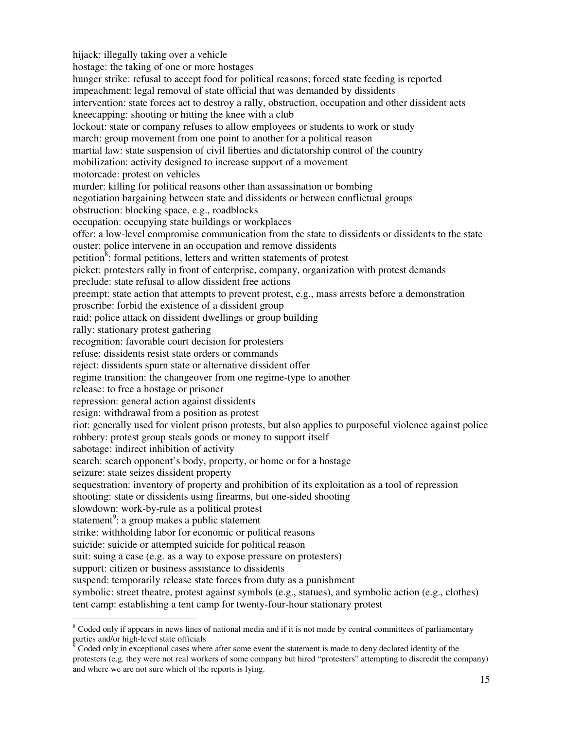hijack: illegally taking over a vehicle
hostage: the taking of one or more hostages
hunger strike: refusal to accept food for political reasons; forced state feeding is reported
impeachment: legal removal of state official that was demanded by dissidents
intervention: state forces act to destroy a rally, obstruction, occupation and other dissident acts
kneecapping: shooting or hitting the knee with a club
lockout: state or company refuses to allow employees or students to work or study
march: group movement from one point to another for a political reason
martial law: state suspension of civil liberties and dictatorship control of the country
mobilization: activity designed to increase support of a movement
motorcade: protest on vehicles
murder: killing for political reasons other than assassination or bombing
negotiation bargaining between state and dissidents or between conflictual groups
obstruction: blocking space, e.g., roadblocks
occupation: occupying state buildings or workplaces
offer: a low-level compromise communication from the state to dissidents or dissidents to the state
ouster: police intervene in an occupation and remove dissidents
petition[8]: formal petitions, letters and written statements of protest
picket: protesters rally in front of enterprise, company, organization with protest demands
preclude: state refusal to allow dissident free actions
preempt: state action that attempts to prevent protest, e.g., mass arrests before a demonstration
proscribe: forbid the existence of a dissident group
raid: police attack on dissident dwellings or group building
rally: stationary protest gathering
recognition: favorable court decision for protesters
refuse: dissidents resist state orders or commands
reject: dissidents spurn state or alternative dissident offer
regime transition: the changeover from one regime-type to another
release: to free a hostage or prisoner
repression: general action against dissidents
resign: withdrawal from a position as protest
riot: generally used for violent prison protests, but also applies to purposeful violence against police
robbery: protest group steals goods or money to support itself
sabotage: indirect inhibition of activity
search: search opponent's body, property, or home or for a hostage
seizure: state seizes dissident property
sequestration: inventory of property and prohibition of its exploitation as a tool of repression
shooting: state or dissidents using firearms, but one-sided shooting
slowdown: work-by-rule as a political protest
statement[9]: a group makes a public statement
strike: withholding labor for economic or political reasons
suicide: suicide or attempted suicide for political reason
suit: suing a case (e.g. as a way to expose pressure on protesters)
support: citizen or business assistance to dissidents
suspend: temporarily release state forces from duty as a punishment
symbolic: street theatre, protest against symbols (e.g., statues), and symbolic action (e.g., clothes)
tent camp: establishing a tent camp for twenty-four-hour stationary protest

---

[8] Coded only if appears in news lines of national media and if it is not made by central committees of parliamentary parties and/or high-level state officials

[9] Coded only in exceptional cases where after some event the statement is made to deny declared identity of the protesters (e.g. they were not real workers of some company but hired "protesters" attempting to discredit the company) and where we are not sure which of the reports is lying.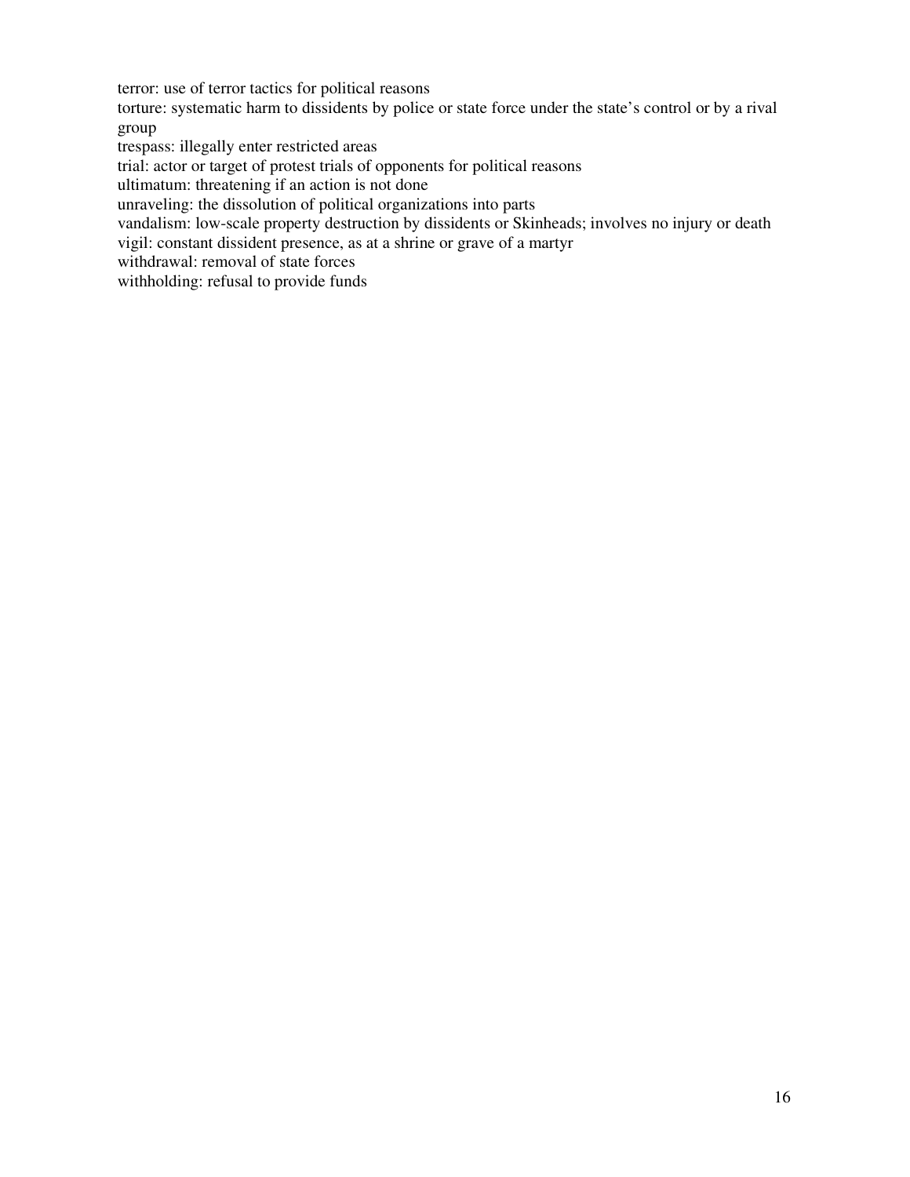terror: use of terror tactics for political reasons
torture: systematic harm to dissidents by police or state force under the state's control or by a rival group
trespass: illegally enter restricted areas
trial: actor or target of protest trials of opponents for political reasons
ultimatum: threatening if an action is not done
unraveling: the dissolution of political organizations into parts
vandalism: low-scale property destruction by dissidents or Skinheads; involves no injury or death
vigil: constant dissident presence, as at a shrine or grave of a martyr
withdrawal: removal of state forces
withholding: refusal to provide funds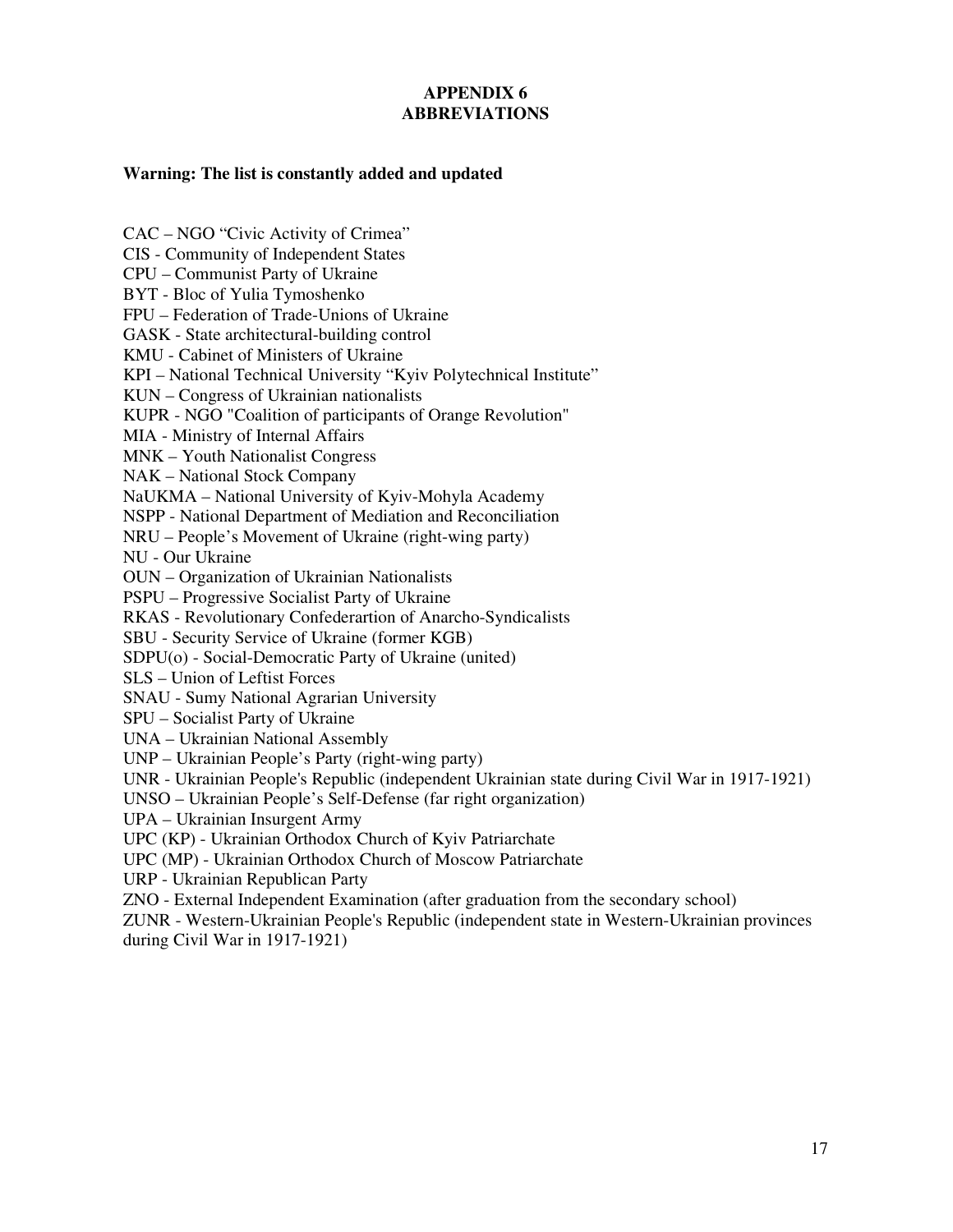# APPENDIX 6
# ABBREVIATIONS

**Warning: The list is constantly added and updated**

CAC – NGO "Civic Activity of Crimea"
CIS - Community of Independent States
CPU – Communist Party of Ukraine
BYT - Bloc of Yulia Tymoshenko
FPU – Federation of Trade-Unions of Ukraine
GASK - State architectural-building control
KMU - Cabinet of Ministers of Ukraine
KPI – National Technical University "Kyiv Polytechnical Institute"
KUN – Congress of Ukrainian nationalists
KUPR - NGO "Coalition of participants of Orange Revolution"
MIA - Ministry of Internal Affairs
MNK – Youth Nationalist Congress
NAK – National Stock Company
NaUKMA – National University of Kyiv-Mohyla Academy
NSPP - National Department of Mediation and Reconciliation
NRU – People's Movement of Ukraine (right-wing party)
NU - Our Ukraine
OUN – Organization of Ukrainian Nationalists
PSPU – Progressive Socialist Party of Ukraine
RKAS - Revolutionary Confederartion of Anarcho-Syndicalists
SBU - Security Service of Ukraine (former KGB)
SDPU(o) - Social-Democratic Party of Ukraine (united)
SLS – Union of Leftist Forces
SNAU - Sumy National Agrarian University
SPU – Socialist Party of Ukraine
UNA – Ukrainian National Assembly
UNP – Ukrainian People's Party (right-wing party)
UNR - Ukrainian People's Republic (independent Ukrainian state during Civil War in 1917-1921)
UNSO – Ukrainian People's Self-Defense (far right organization)
UPA – Ukrainian Insurgent Army
UPC (KP) - Ukrainian Orthodox Church of Kyiv Patriarchate
UPC (MP) - Ukrainian Orthodox Church of Moscow Patriarchate
URP - Ukrainian Republican Party
ZNO - External Independent Examination (after graduation from the secondary school)
ZUNR - Western-Ukrainian People's Republic (independent state in Western-Ukrainian provinces during Civil War in 1917-1921)